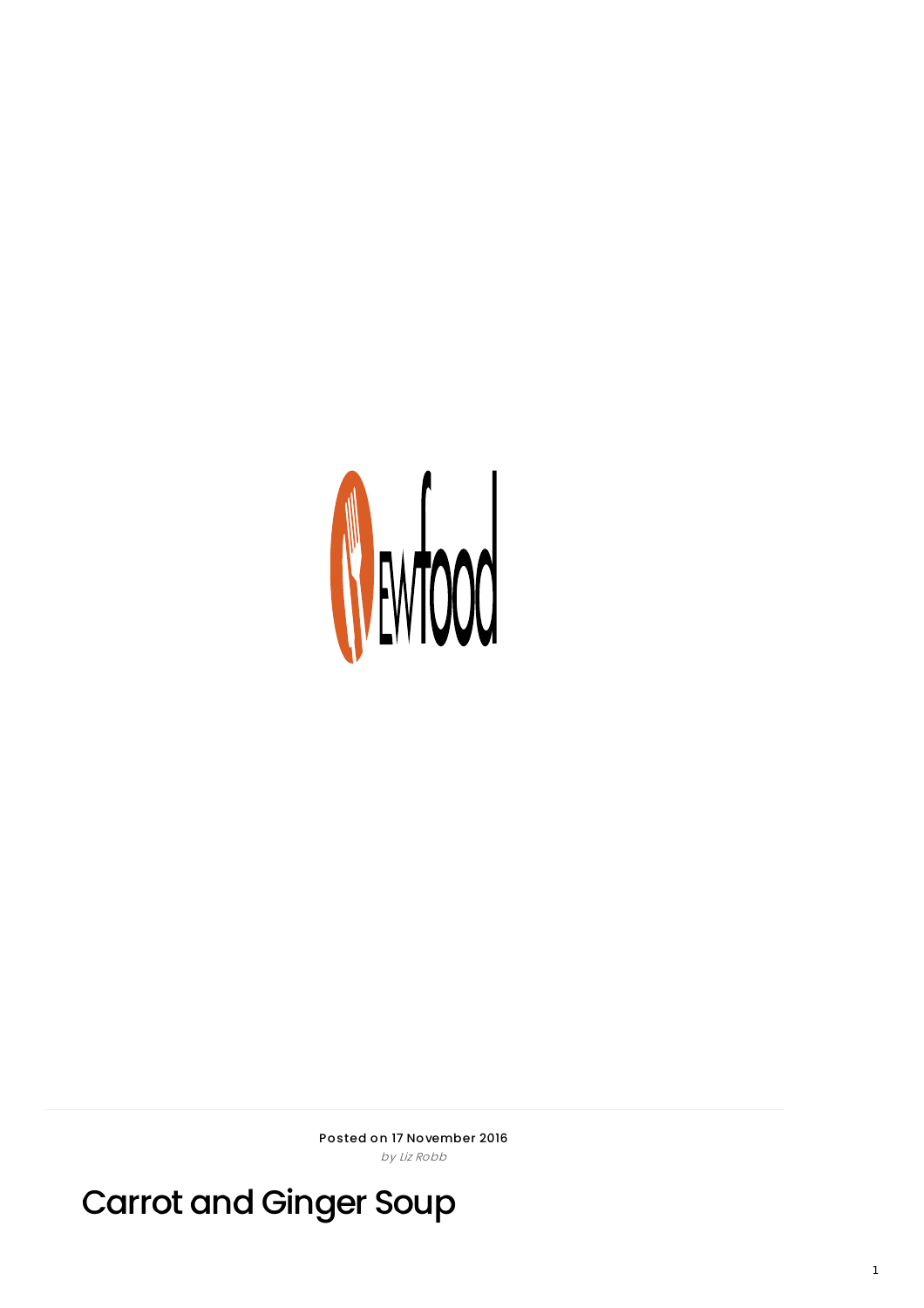Posted on 17 November 2016

*by Liz Robb*

# Carrot and Ginger Soup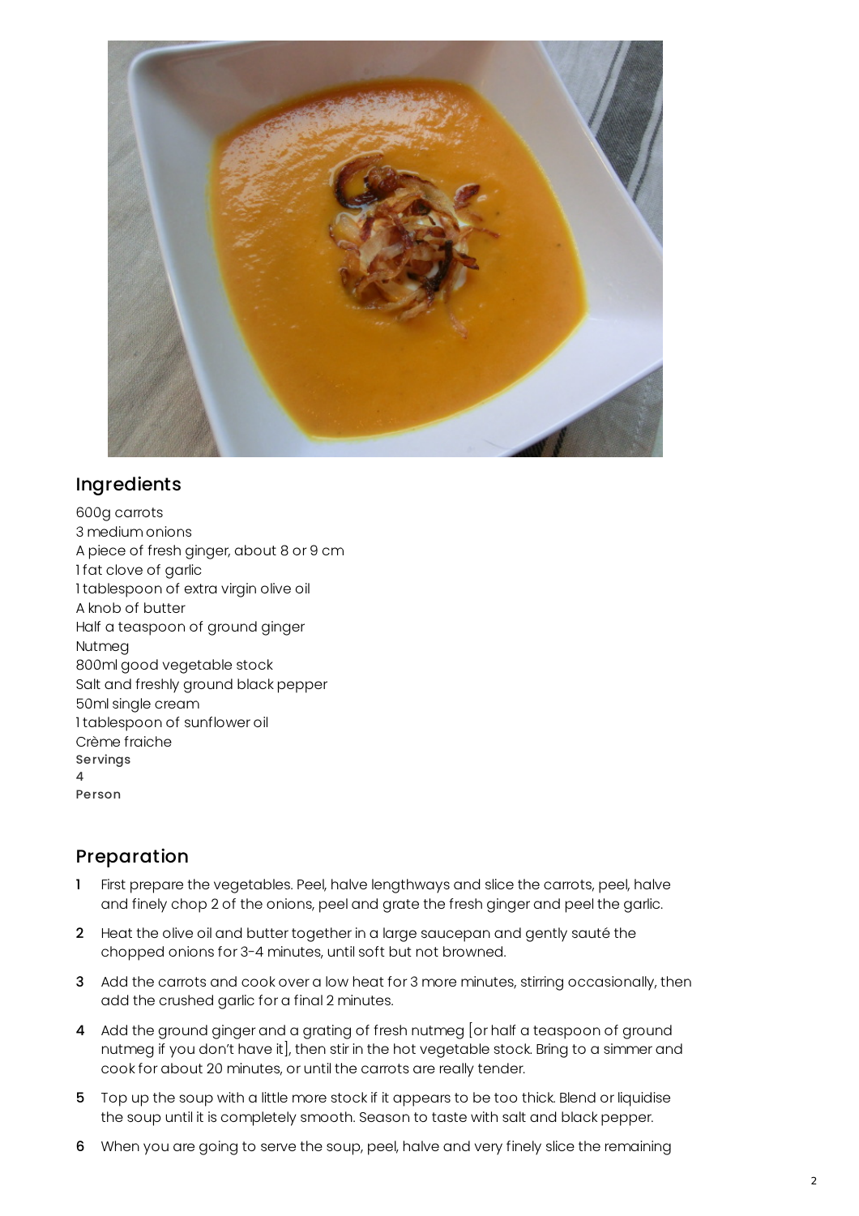## Ingredients

600g carrots
3 medium onions
A piece of fresh ginger, about 8 or 9 cm
1 fat clove of garlic
1 tablespoon of extra virgin olive oil
A knob of butter
Half a teaspoon of ground ginger
Nutmeg
800ml good vegetable stock
Salt and freshly ground black pepper
50ml single cream
1 tablespoon of sunflower oil
Crème fraiche

Servings
4
Person

## Preparation

1. First prepare the vegetables. Peel, halve lengthways and slice the carrots, peel, halve and finely chop 2 of the onions, peel and grate the fresh ginger and peel the garlic.
2. Heat the olive oil and butter together in a large saucepan and gently sauté the chopped onions for 3-4 minutes, until soft but not browned.
3. Add the carrots and cook over a low heat for 3 more minutes, stirring occasionally, then add the crushed garlic for a final 2 minutes.
4. Add the ground ginger and a grating of fresh nutmeg [or half a teaspoon of ground nutmeg if you don't have it], then stir in the hot vegetable stock. Bring to a simmer and cook for about 20 minutes, or until the carrots are really tender.
5. Top up the soup with a little more stock if it appears to be too thick. Blend or liquidise the soup until it is completely smooth. Season to taste with salt and black pepper.
6. When you are going to serve the soup, peel, halve and very finely slice the remaining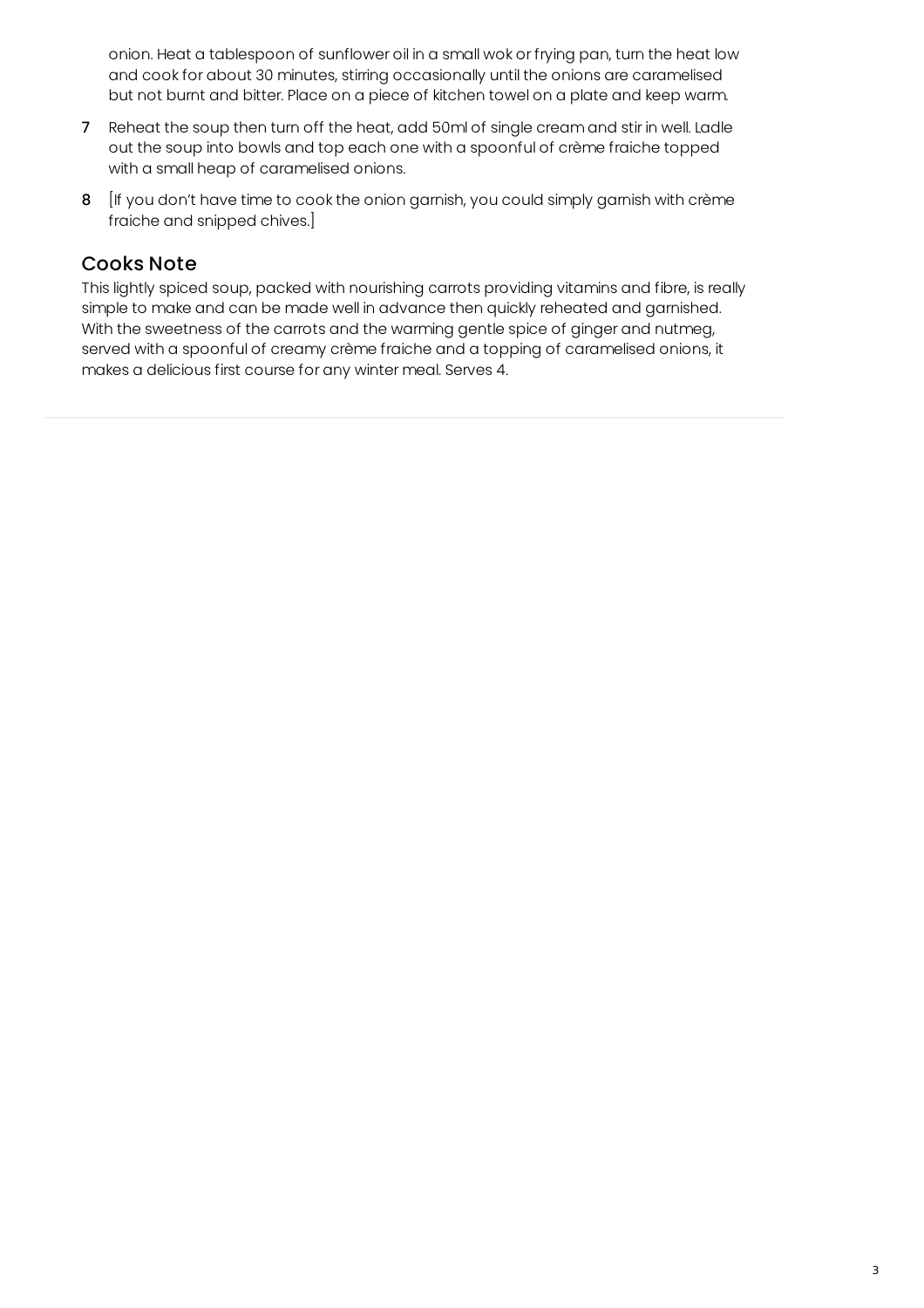onion. Heat a tablespoon of sunflower oil in a small wok or frying pan, turn the heat low and cook for about 30 minutes, stirring occasionally until the onions are caramelised but not burnt and bitter. Place on a piece of kitchen towel on a plate and keep warm.

7. Reheat the soup then turn off the heat, add 50ml of single cream and stir in well. Ladle out the soup into bowls and top each one with a spoonful of crème fraiche topped with a small heap of caramelised onions.
8. [If you don't have time to cook the onion garnish, you could simply garnish with crème fraiche and snipped chives.]

## Cooks Note

This lightly spiced soup, packed with nourishing carrots providing vitamins and fibre, is really simple to make and can be made well in advance then quickly reheated and garnished. With the sweetness of the carrots and the warming gentle spice of ginger and nutmeg, served with a spoonful of creamy crème fraiche and a topping of caramelised onions, it makes a delicious first course for any winter meal. Serves 4.